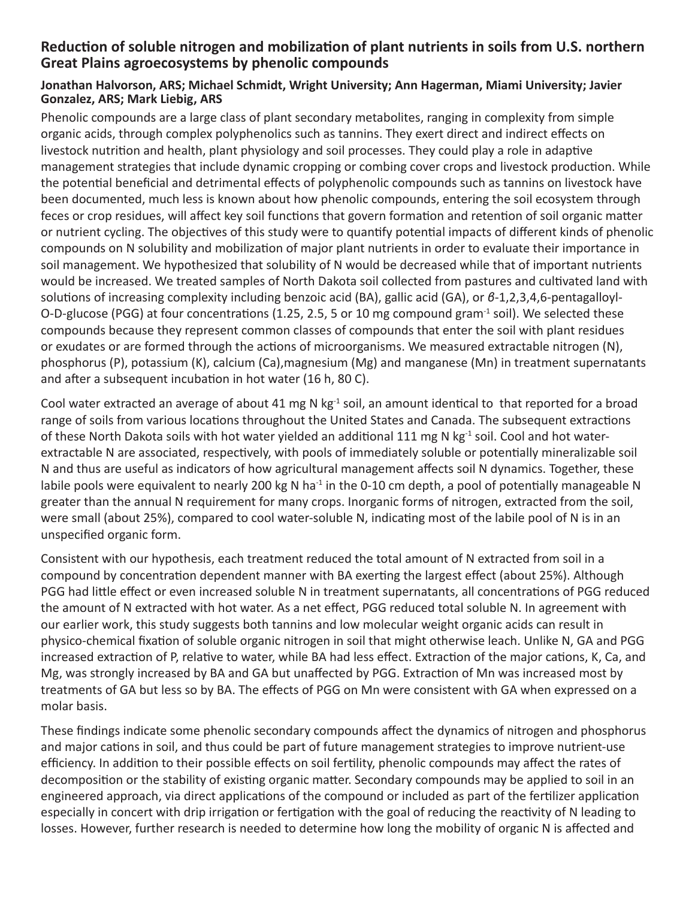## Reduction of soluble nitrogen and mobilization of plant nutrients in soils from U.S. northern Great Plains agroecosystems by phenolic compounds

**Jonathan Halvorson, ARS; Michael Schmidt, Wright University; Ann Hagerman, Miami University; Javier Gonzalez, ARS; Mark Liebig, ARS**

Phenolic compounds are a large class of plant secondary metabolites, ranging in complexity from simple organic acids, through complex polyphenolics such as tannins. They exert direct and indirect effects on livestock nutrition and health, plant physiology and soil processes. They could play a role in adaptive management strategies that include dynamic cropping or combing cover crops and livestock production. While the potential beneficial and detrimental effects of polyphenolic compounds such as tannins on livestock have been documented, much less is known about how phenolic compounds, entering the soil ecosystem through feces or crop residues, will affect key soil functions that govern formation and retention of soil organic matter or nutrient cycling. The objectives of this study were to quantify potential impacts of different kinds of phenolic compounds on N solubility and mobilization of major plant nutrients in order to evaluate their importance in soil management. We hypothesized that solubility of N would be decreased while that of important nutrients would be increased. We treated samples of North Dakota soil collected from pastures and cultivated land with solutions of increasing complexity including benzoic acid (BA), gallic acid (GA), or *β*-1,2,3,4,6-pentagalloyl-O-D-glucose (PGG) at four concentrations (1.25, 2.5, 5 or 10 mg compound $gram^{-1}$ soil). We selected these compounds because they represent common classes of compounds that enter the soil with plant residues or exudates or are formed through the actions of microorganisms. We measured extractable nitrogen (N), phosphorus (P), potassium (K), calcium (Ca),magnesium (Mg) and manganese (Mn) in treatment supernatants and after a subsequent incubation in hot water (16 h, 80 C).

Cool water extracted an average of about 41 mg N $kg^{-1}$ soil, an amount identical to that reported for a broad range of soils from various locations throughout the United States and Canada. The subsequent extractions of these North Dakota soils with hot water yielded an additional 111 mg N $kg^{-1}$ soil. Cool and hot water-extractable N are associated, respectively, with pools of immediately soluble or potentially mineralizable soil N and thus are useful as indicators of how agricultural management affects soil N dynamics. Together, these labile pools were equivalent to nearly 200 kg N $ha^{-1}$ in the 0-10 cm depth, a pool of potentially manageable N greater than the annual N requirement for many crops. Inorganic forms of nitrogen, extracted from the soil, were small (about 25%), compared to cool water-soluble N, indicating most of the labile pool of N is in an unspecified organic form.

Consistent with our hypothesis, each treatment reduced the total amount of N extracted from soil in a compound by concentration dependent manner with BA exerting the largest effect (about 25%). Although PGG had little effect or even increased soluble N in treatment supernatants, all concentrations of PGG reduced the amount of N extracted with hot water. As a net effect, PGG reduced total soluble N. In agreement with our earlier work, this study suggests both tannins and low molecular weight organic acids can result in physico-chemical fixation of soluble organic nitrogen in soil that might otherwise leach. Unlike N, GA and PGG increased extraction of P, relative to water, while BA had less effect. Extraction of the major cations, K, Ca, and Mg, was strongly increased by BA and GA but unaffected by PGG. Extraction of Mn was increased most by treatments of GA but less so by BA. The effects of PGG on Mn were consistent with GA when expressed on a molar basis.

These findings indicate some phenolic secondary compounds affect the dynamics of nitrogen and phosphorus and major cations in soil, and thus could be part of future management strategies to improve nutrient-use efficiency. In addition to their possible effects on soil fertility, phenolic compounds may affect the rates of decomposition or the stability of existing organic matter. Secondary compounds may be applied to soil in an engineered approach, via direct applications of the compound or included as part of the fertilizer application especially in concert with drip irrigation or fertigation with the goal of reducing the reactivity of N leading to losses. However, further research is needed to determine how long the mobility of organic N is affected and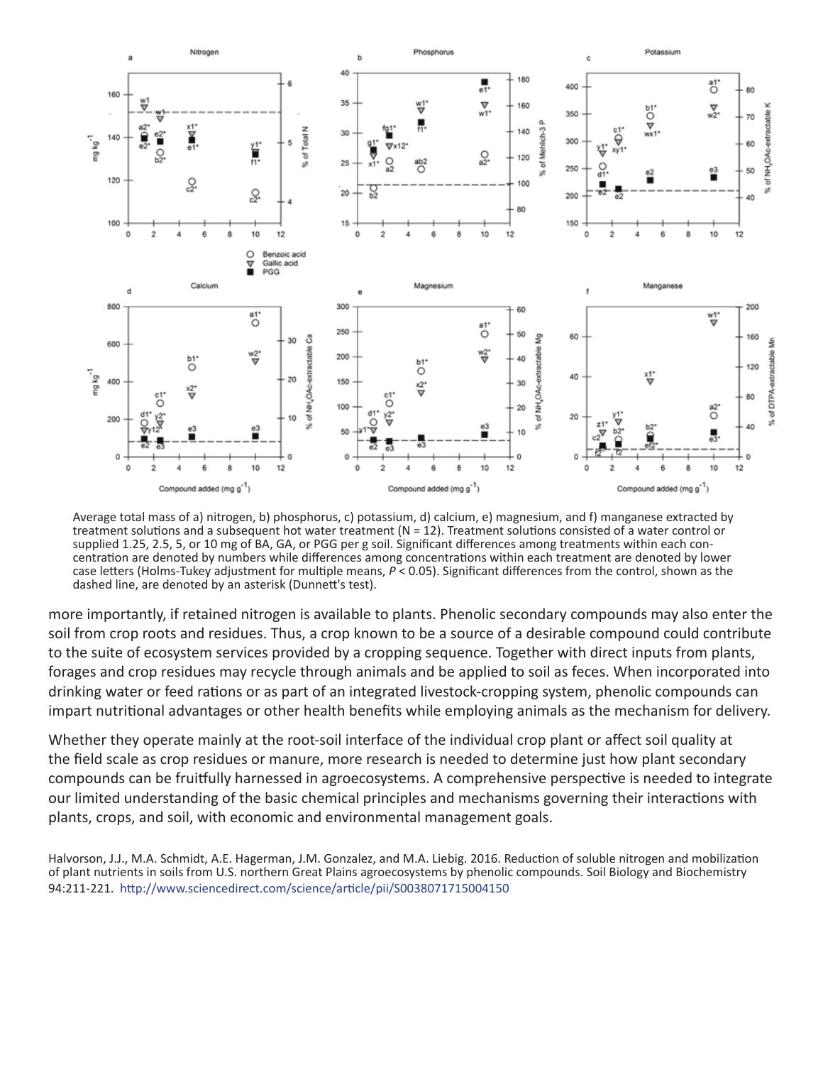a
Nitrogen
mg kg$^{-1}$
% of Total N

b
Phosphorus
% of Mehlich-3 P

c
Potassium
% of $NH_4OAc$-extractable K

Benzoic acid
Gallic acid
PGG

d
Calcium
mg kg$^{-1}$
% of $NH_4OAc$-extractable Ca
Compound added (mg g$^{-1}$)

e
Magnesium
% of $NH_4OAc$-extractable Mg
Compound added (mg g$^{-1}$)

f
Manganese
% of DTPA-extractable Mn
Compound added (mg g$^{-1}$)

Average total mass of a) nitrogen, b) phosphorus, c) potassium, d) calcium, e) magnesium, and f) manganese extracted by treatment solutions and a subsequent hot water treatment (N = 12). Treatment solutions consisted of a water control or supplied 1.25, 2.5, 5, or 10 mg of BA, GA, or PGG per g soil. Significant differences among treatments within each concentration are denoted by numbers while differences among concentrations within each treatment are denoted by lower case letters (Holms-Tukey adjustment for multiple means, $P < 0.05$). Significant differences from the control, shown as the dashed line, are denoted by an asterisk (Dunnett's test).

more importantly, if retained nitrogen is available to plants. Phenolic secondary compounds may also enter the soil from crop roots and residues. Thus, a crop known to be a source of a desirable compound could contribute to the suite of ecosystem services provided by a cropping sequence. Together with direct inputs from plants, forages and crop residues may recycle through animals and be applied to soil as feces. When incorporated into drinking water or feed rations or as part of an integrated livestock-cropping system, phenolic compounds can impart nutritional advantages or other health benefits while employing animals as the mechanism for delivery.

Whether they operate mainly at the root-soil interface of the individual crop plant or affect soil quality at the field scale as crop residues or manure, more research is needed to determine just how plant secondary compounds can be fruitfully harnessed in agroecosystems. A comprehensive perspective is needed to integrate our limited understanding of the basic chemical principles and mechanisms governing their interactions with plants, crops, and soil, with economic and environmental management goals.

Halvorson, J.J., M.A. Schmidt, A.E. Hagerman, J.M. Gonzalez, and M.A. Liebig. 2016. Reduction of soluble nitrogen and mobilization of plant nutrients in soils from U.S. northern Great Plains agroecosystems by phenolic compounds. Soil Biology and Biochemistry 94:211-221. http://www.sciencedirect.com/science/article/pii/S0038071715004150